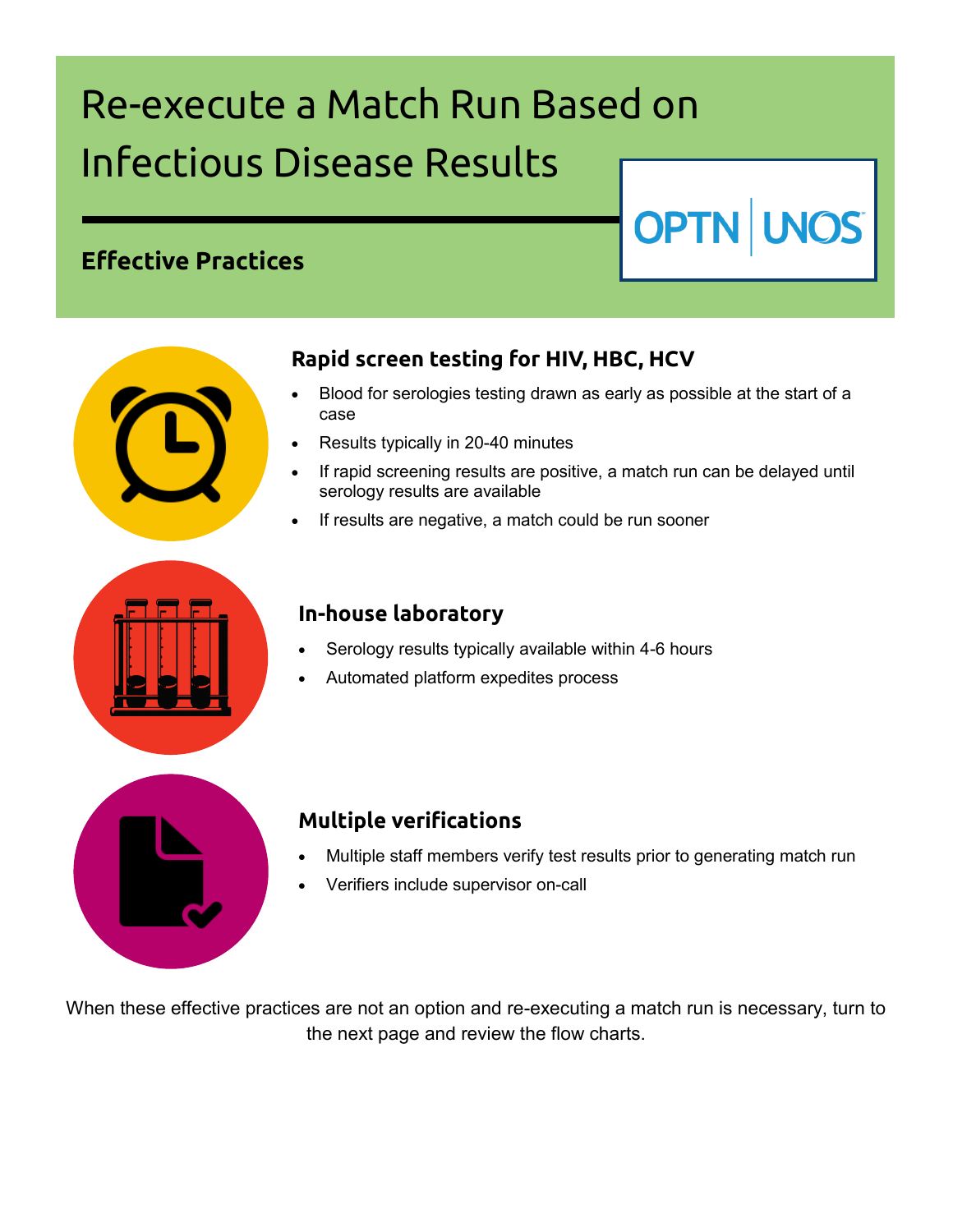# Re-execute a Match Run Based on Infectious Disease Results

OPTN | UNOS

## Effective Practices

### Rapid screen testing for HIV, HBC, HCV

- Blood for serologies testing drawn as early as possible at the start of a case
- Results typically in 20-40 minutes
- If rapid screening results are positive, a match run can be delayed until serology results are available
- If results are negative, a match could be run sooner

### In-house laboratory

- Serology results typically available within 4-6 hours
- Automated platform expedites process

### Multiple verifications

- Multiple staff members verify test results prior to generating match run
- Verifiers include supervisor on-call

When these effective practices are not an option and re-executing a match run is necessary, turn to the next page and review the flow charts.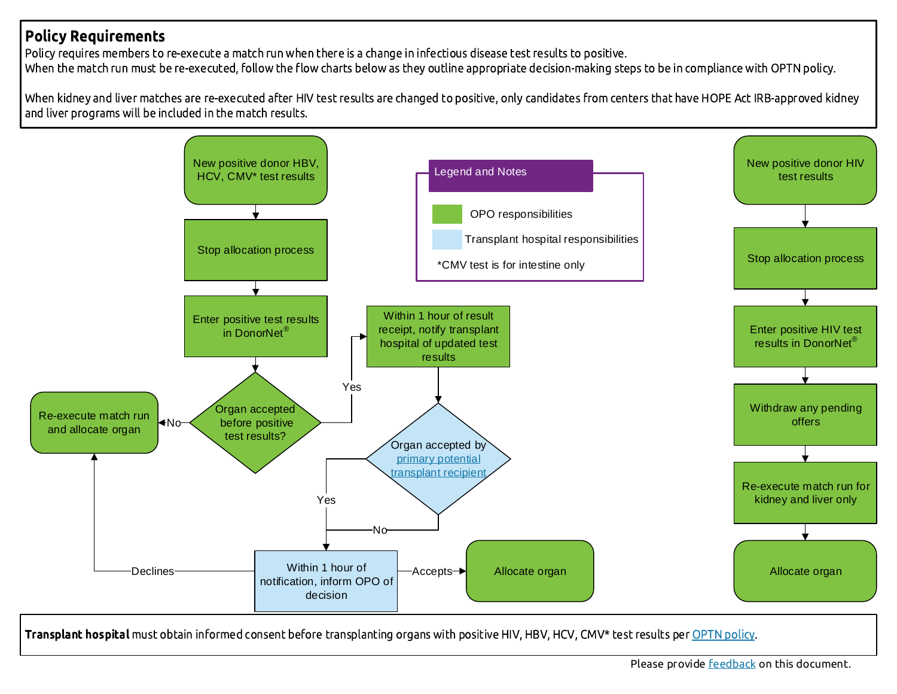## Policy Requirements

Policy requires members to re-execute a match run when there is a change in infectious disease test results to positive.
When the match run must be re-executed, follow the flow charts below as they outline appropriate decision-making steps to be in compliance with OPTN policy.

When kidney and liver matches are re-executed after HIV test results are changed to positive, only candidates from centers that have HOPE Act IRB-approved kidney and liver programs will be included in the match results.

New positive donor HBV, HCV, CMV* test results

Stop allocation process

Enter positive test results in DonorNet®

Organ accepted before positive test results?

No

Re-execute match run and allocate organ

Yes

Within 1 hour of result receipt, notify transplant hospital of updated test results

Organ accepted by primary potential transplant recipient

Yes

No

Within 1 hour of notification, inform OPO of decision

Declines

Accepts

Allocate organ

Legend and Notes

OPO responsibilities

Transplant hospital responsibilities

*CMV test is for intestine only

New positive donor HIV test results

Stop allocation process

Enter positive HIV test results in DonorNet®

Withdraw any pending offers

Re-execute match run for kidney and liver only

Allocate organ

**Transplant hospital** must obtain informed consent before transplanting organs with positive HIV, HBV, HCV, CMV* test results per OPTN policy.

Please provide feedback on this document.